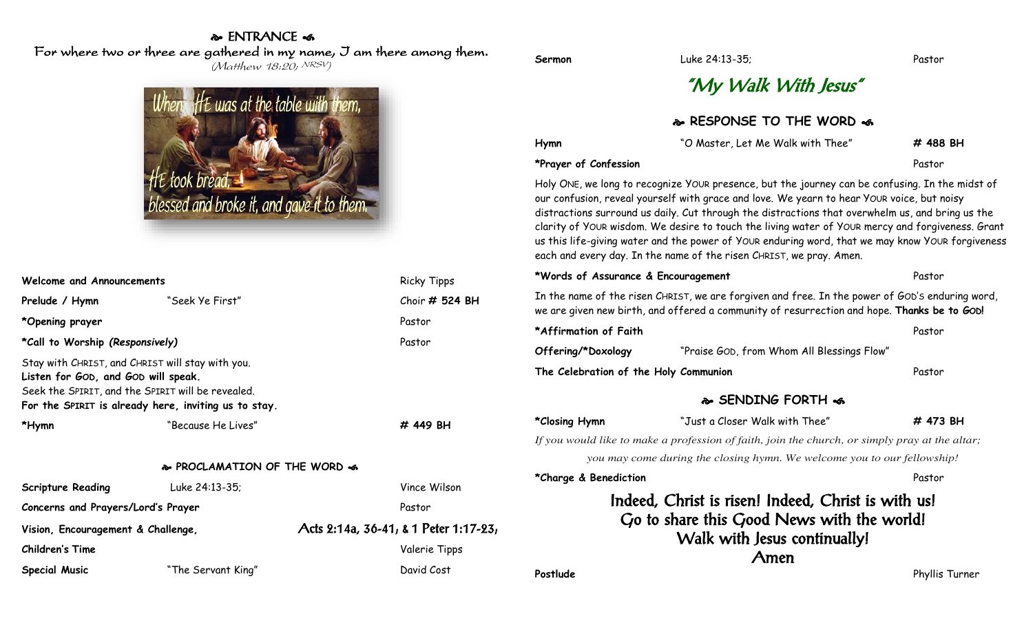## ❧ ENTRANCE ☙

For where two or three are gathered in my name, I am there among them.
*(Matthew 18:20; NRSV)*

When HE was at the table with them, HE took bread, blessed and broke it, and gave it to them.

| | | |
|---|---|---|
| **Welcome and Announcements** | | Ricky Tipps |
| **Prelude / Hymn** | "Seek Ye First" | Choir **# 524 BH** |
| ***Opening prayer** | | Pastor |
| ***Call to Worship *(Responsively)*** | | Pastor |

Stay with CHRIST, and CHRIST will stay with you.
**Listen for GOD, and GOD will speak.**
Seek the SPIRIT, and the SPIRIT will be revealed.
**For the SPIRIT is already here, inviting us to stay.**

| | | |
|---|---|---|
| ***Hymn** | "Because He Lives" | **# 449 BH** |

## ❧ PROCLAMATION OF THE WORD ☙

| | | |
|---|---|---|
| **Scripture Reading** | Luke 24:13-35; | Vince Wilson |
| **Concerns and Prayers/Lord's Prayer** | | Pastor |
| **Vision, Encouragement & Challenge,** | Acts 2:14a, 36-41; & 1 Peter 1:17-23; | |
| **Children's Time** | | Valerie Tipps |
| **Special Music** | "The Servant King" | David Cost |
| **Sermon** | Luke 24:13-35; | Pastor |

### "My Walk With Jesus"

## ❧ RESPONSE TO THE WORD ☙

| | | |
|---|---|---|
| **Hymn** | "O Master, Let Me Walk with Thee" | **# 488 BH** |
| ***Prayer of Confession** | | Pastor |

Holy ONE, we long to recognize YOUR presence, but the journey can be confusing. In the midst of our confusion, reveal yourself with grace and love. We yearn to hear YOUR voice, but noisy distractions surround us daily. Cut through the distractions that overwhelm us, and bring us the clarity of YOUR wisdom. We desire to touch the living water of YOUR mercy and forgiveness. Grant us this life-giving water and the power of YOUR enduring word, that we may know YOUR forgiveness each and every day. In the name of the risen CHRIST, we pray. Amen.

| | | |
|---|---|---|
| ***Words of Assurance & Encouragement** | | Pastor |

In the name of the risen CHRIST, we are forgiven and free. In the power of GOD'S enduring word, we are given new birth, and offered a community of resurrection and hope. **Thanks be to GOD!**

| | | |
|---|---|---|
| ***Affirmation of Faith** | | Pastor |
| **Offering/*Doxology** | "Praise GOD, from Whom All Blessings Flow" | |
| **The Celebration of the Holy Communion** | | Pastor |

## ❧ SENDING FORTH ☙

| | | |
|---|---|---|
| ***Closing Hymn** | "Just a Closer Walk with Thee" | **# 473 BH** |

*If you would like to make a profession of faith, join the church, or simply pray at the altar; you may come during the closing hymn. We welcome you to our fellowship!*

| | | |
|---|---|---|
| ***Charge & Benediction** | | Pastor |

Indeed, Christ is risen! Indeed, Christ is with us!
Go to share this Good News with the world!
Walk with Jesus continually!
Amen

| | | |
|---|---|---|
| **Postlude** | | Phyllis Turner |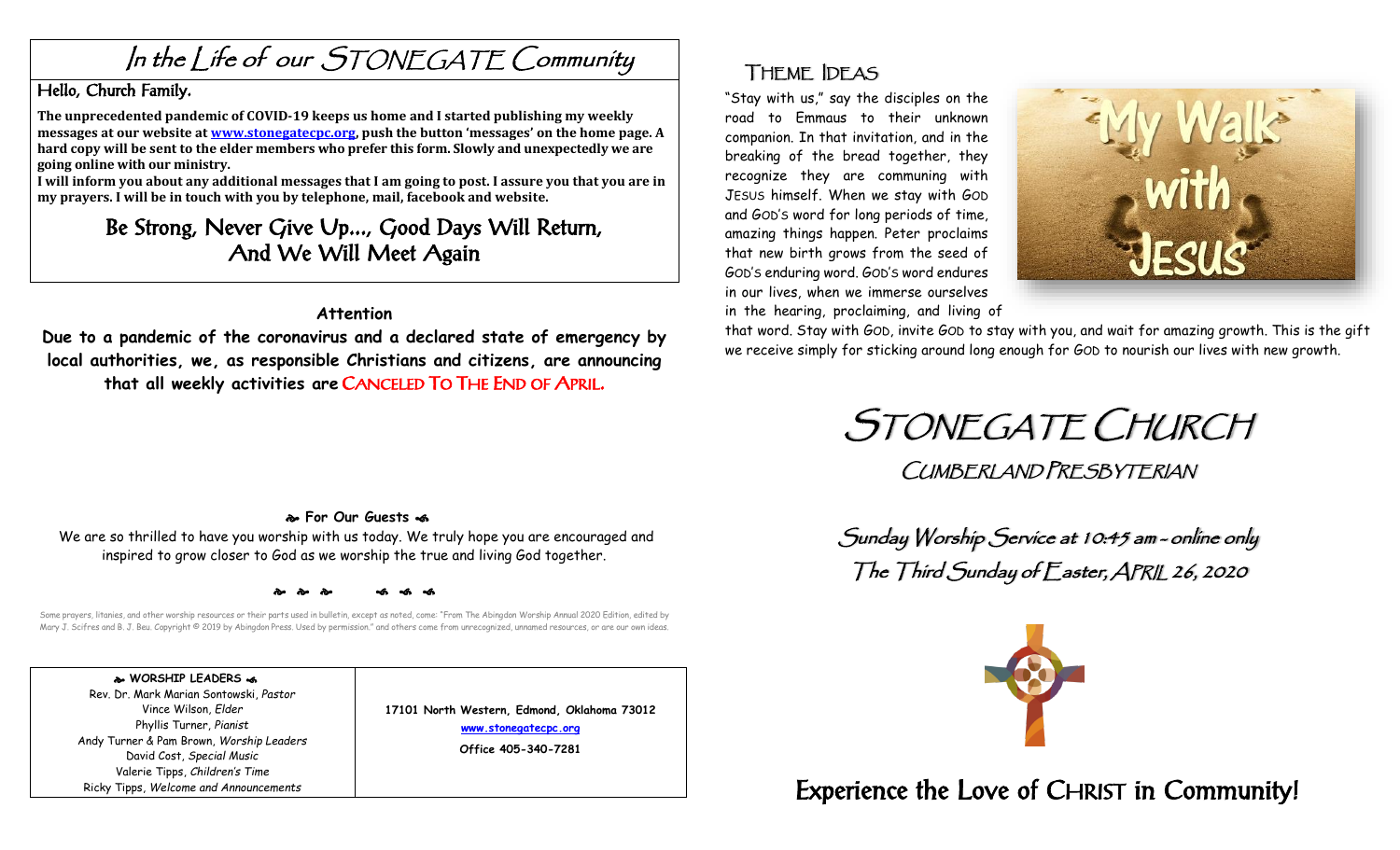# In the Life of our STONEGATE Community

**Hello, Church Family.**

**The unprecedented pandemic of COVID-19 keeps us home and I started publishing my weekly messages at our website at www.stonegatecpc.org, push the button 'messages' on the home page. A hard copy will be sent to the elder members who prefer this form. Slowly and unexpectedly we are going online with our ministry.**

**I will inform you about any additional messages that I am going to post. I assure you that you are in my prayers. I will be in touch with you by telephone, mail, facebook and website.**

## Be Strong, Never Give Up..., Good Days Will Return, And We Will Meet Again

**Attention**

**Due to a pandemic of the coronavirus and a declared state of emergency by local authorities, we, as responsible Christians and citizens, are announcing that all weekly activities are CANCELED TO THE END OF APRIL.**

**❧ For Our Guests ☙**

We are so thrilled to have you worship with us today. We truly hope you are encouraged and inspired to grow closer to God as we worship the true and living God together.

❧ ❧ ❧ ☙ ☙ ☙

Some prayers, litanies, and other worship resources or their parts used in bulletin, except as noted, come: "From The Abingdon Worship Annual 2020 Edition, edited by Mary J. Scifres and B. J. Beu. Copyright © 2019 by Abingdon Press. Used by permission." and others come from unrecognized, unnamed resources, or are our own ideas.

**❧ WORSHIP LEADERS ☙**

Rev. Dr. Mark Marian Sontowski, *Pastor*
Vince Wilson, *Elder*
Phyllis Turner, *Pianist*
Andy Turner & Pam Brown, *Worship Leaders*
David Cost, *Special Music*
Valerie Tipps, *Children's Time*
Ricky Tipps, *Welcome and Announcements*

**17101 North Western, Edmond, Oklahoma 73012**
**www.stonegatecpc.org**
**Office 405-340-7281**

## THEME IDEAS

"Stay with us," say the disciples on the road to Emmaus to their unknown companion. In that invitation, and in the breaking of the bread together, they recognize they are communing with JESUS himself. When we stay with GOD and GOD'S word for long periods of time, amazing things happen. Peter proclaims that new birth grows from the seed of GOD'S enduring word. GOD'S word endures in our lives, when we immerse ourselves in the hearing, proclaiming, and living of that word. Stay with GOD, invite GOD to stay with you, and wait for amazing growth. This is the gift we receive simply for sticking around long enough for GOD to nourish our lives with new growth.

My Walk with JESUS

# STONEGATE CHURCH

## CUMBERLAND PRESBYTERIAN

*Sunday Worship Service at 10:45 am - online only*
*The Third Sunday of Easter, APRIL 26, 2020*

## Experience the Love of CHRIST in Community!